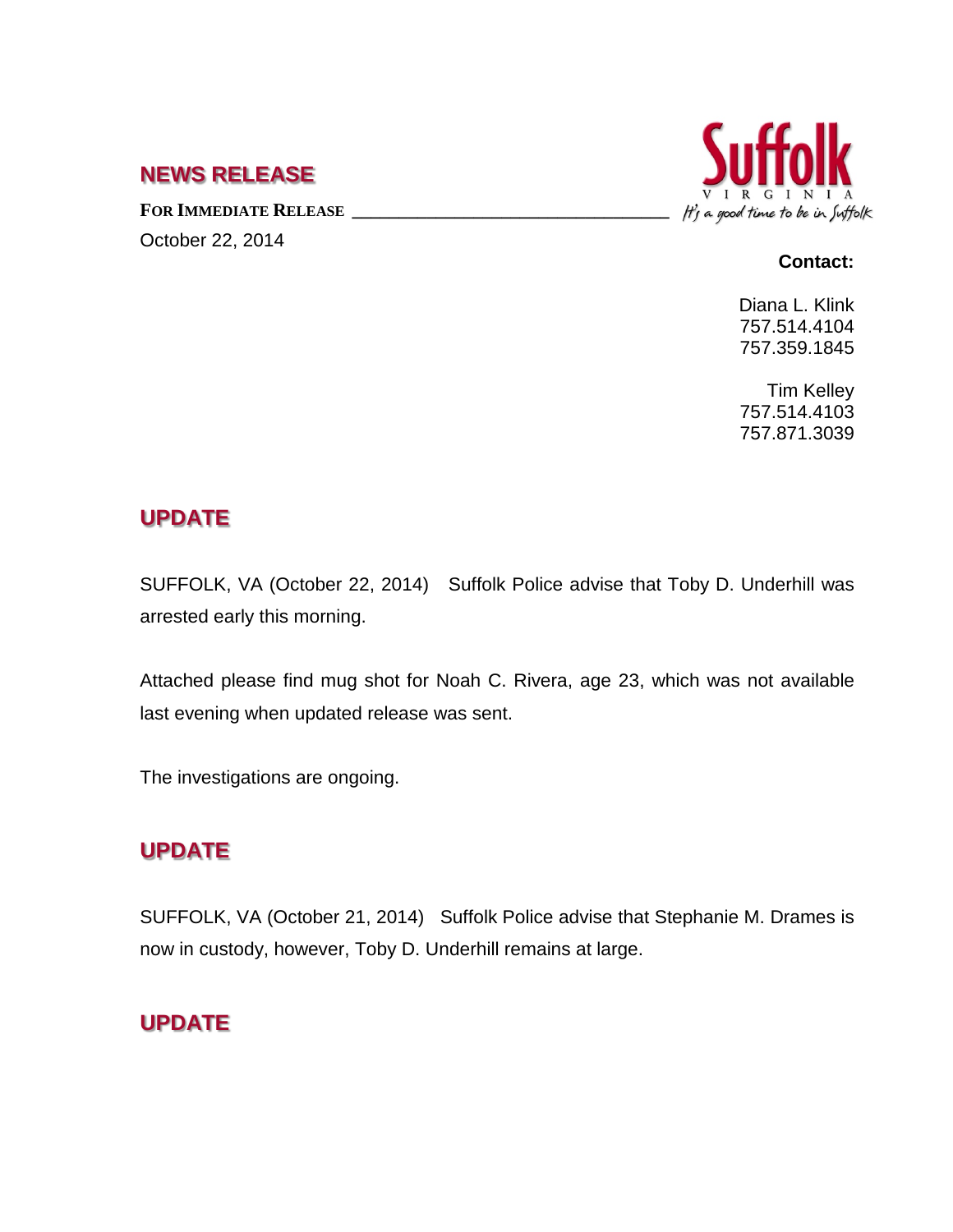## NEWS RELEASE

**FOR IMMEDIATE RELEASE**

October 22, 2014

**Contact:**

Diana L. Klink
757.514.4104
757.359.1845

Tim Kelley
757.514.4103
757.871.3039

## UPDATE

SUFFOLK, VA (October 22, 2014) Suffolk Police advise that Toby D. Underhill was arrested early this morning.

Attached please find mug shot for Noah C. Rivera, age 23, which was not available last evening when updated release was sent.

The investigations are ongoing.

## UPDATE

SUFFOLK, VA (October 21, 2014) Suffolk Police advise that Stephanie M. Drames is now in custody, however, Toby D. Underhill remains at large.

## UPDATE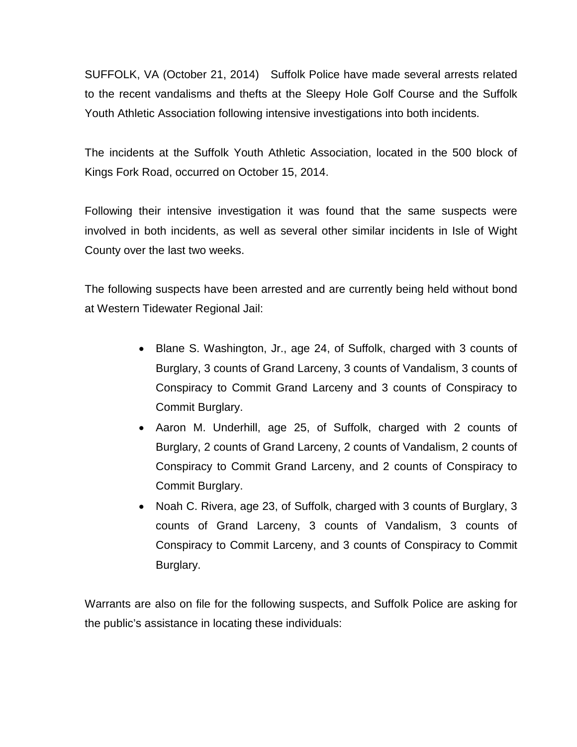SUFFOLK, VA (October 21, 2014) Suffolk Police have made several arrests related to the recent vandalisms and thefts at the Sleepy Hole Golf Course and the Suffolk Youth Athletic Association following intensive investigations into both incidents.

The incidents at the Suffolk Youth Athletic Association, located in the 500 block of Kings Fork Road, occurred on October 15, 2014.

Following their intensive investigation it was found that the same suspects were involved in both incidents, as well as several other similar incidents in Isle of Wight County over the last two weeks.

The following suspects have been arrested and are currently being held without bond at Western Tidewater Regional Jail:

- Blane S. Washington, Jr., age 24, of Suffolk, charged with 3 counts of Burglary, 3 counts of Grand Larceny, 3 counts of Vandalism, 3 counts of Conspiracy to Commit Grand Larceny and 3 counts of Conspiracy to Commit Burglary.
- Aaron M. Underhill, age 25, of Suffolk, charged with 2 counts of Burglary, 2 counts of Grand Larceny, 2 counts of Vandalism, 2 counts of Conspiracy to Commit Grand Larceny, and 2 counts of Conspiracy to Commit Burglary.
- Noah C. Rivera, age 23, of Suffolk, charged with 3 counts of Burglary, 3 counts of Grand Larceny, 3 counts of Vandalism, 3 counts of Conspiracy to Commit Larceny, and 3 counts of Conspiracy to Commit Burglary.

Warrants are also on file for the following suspects, and Suffolk Police are asking for the public's assistance in locating these individuals: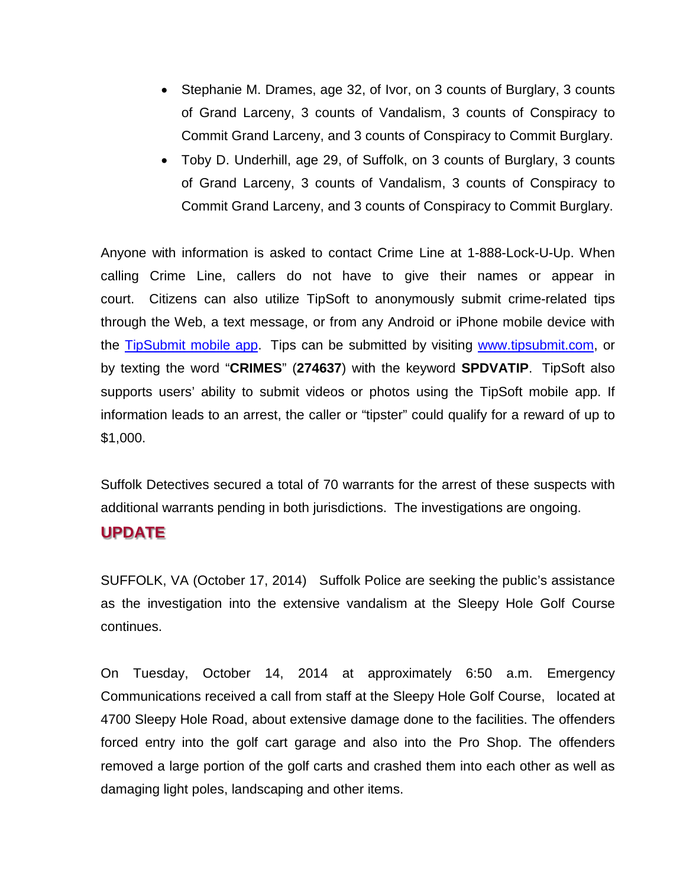- Stephanie M. Drames, age 32, of Ivor, on 3 counts of Burglary, 3 counts of Grand Larceny, 3 counts of Vandalism, 3 counts of Conspiracy to Commit Grand Larceny, and 3 counts of Conspiracy to Commit Burglary.
- Toby D. Underhill, age 29, of Suffolk, on 3 counts of Burglary, 3 counts of Grand Larceny, 3 counts of Vandalism, 3 counts of Conspiracy to Commit Grand Larceny, and 3 counts of Conspiracy to Commit Burglary.

Anyone with information is asked to contact Crime Line at 1-888-Lock-U-Up. When calling Crime Line, callers do not have to give their names or appear in court. Citizens can also utilize TipSoft to anonymously submit crime-related tips through the Web, a text message, or from any Android or iPhone mobile device with the [TipSubmit mobile app](). Tips can be submitted by visiting [www.tipsubmit.com](www.tipsubmit.com), or by texting the word "**CRIMES**" (**274637**) with the keyword **SPDVATIP**. TipSoft also supports users' ability to submit videos or photos using the TipSoft mobile app. If information leads to an arrest, the caller or "tipster" could qualify for a reward of up to $1,000.

Suffolk Detectives secured a total of 70 warrants for the arrest of these suspects with additional warrants pending in both jurisdictions. The investigations are ongoing.

## UPDATE

SUFFOLK, VA (October 17, 2014) Suffolk Police are seeking the public's assistance as the investigation into the extensive vandalism at the Sleepy Hole Golf Course continues.

On Tuesday, October 14, 2014 at approximately 6:50 a.m. Emergency Communications received a call from staff at the Sleepy Hole Golf Course, located at 4700 Sleepy Hole Road, about extensive damage done to the facilities. The offenders forced entry into the golf cart garage and also into the Pro Shop. The offenders removed a large portion of the golf carts and crashed them into each other as well as damaging light poles, landscaping and other items.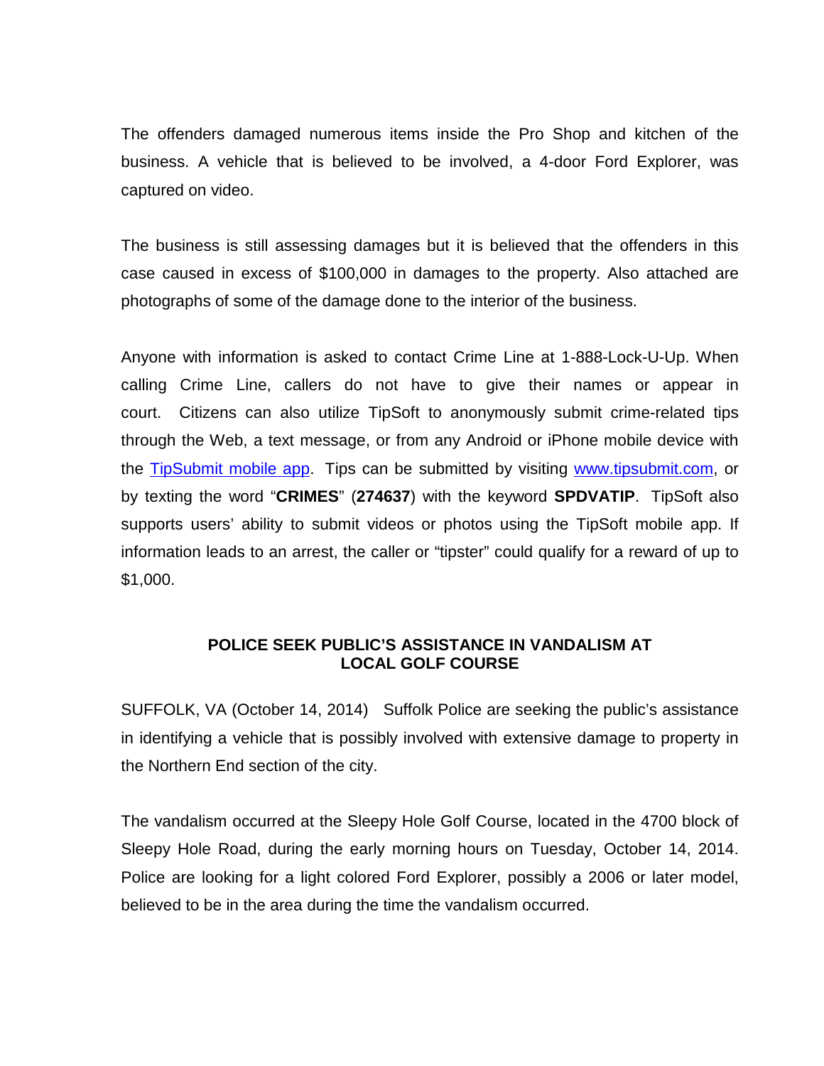The offenders damaged numerous items inside the Pro Shop and kitchen of the business. A vehicle that is believed to be involved, a 4-door Ford Explorer, was captured on video.

The business is still assessing damages but it is believed that the offenders in this case caused in excess of $100,000 in damages to the property. Also attached are photographs of some of the damage done to the interior of the business.

Anyone with information is asked to contact Crime Line at 1-888-Lock-U-Up. When calling Crime Line, callers do not have to give their names or appear in court. Citizens can also utilize TipSoft to anonymously submit crime-related tips through the Web, a text message, or from any Android or iPhone mobile device with the TipSubmit mobile app. Tips can be submitted by visiting www.tipsubmit.com, or by texting the word "**CRIMES**" (**274637**) with the keyword **SPDVATIP**. TipSoft also supports users' ability to submit videos or photos using the TipSoft mobile app. If information leads to an arrest, the caller or "tipster" could qualify for a reward of up to $1,000.

## POLICE SEEK PUBLIC'S ASSISTANCE IN VANDALISM AT LOCAL GOLF COURSE

SUFFOLK, VA (October 14, 2014) Suffolk Police are seeking the public's assistance in identifying a vehicle that is possibly involved with extensive damage to property in the Northern End section of the city.

The vandalism occurred at the Sleepy Hole Golf Course, located in the 4700 block of Sleepy Hole Road, during the early morning hours on Tuesday, October 14, 2014. Police are looking for a light colored Ford Explorer, possibly a 2006 or later model, believed to be in the area during the time the vandalism occurred.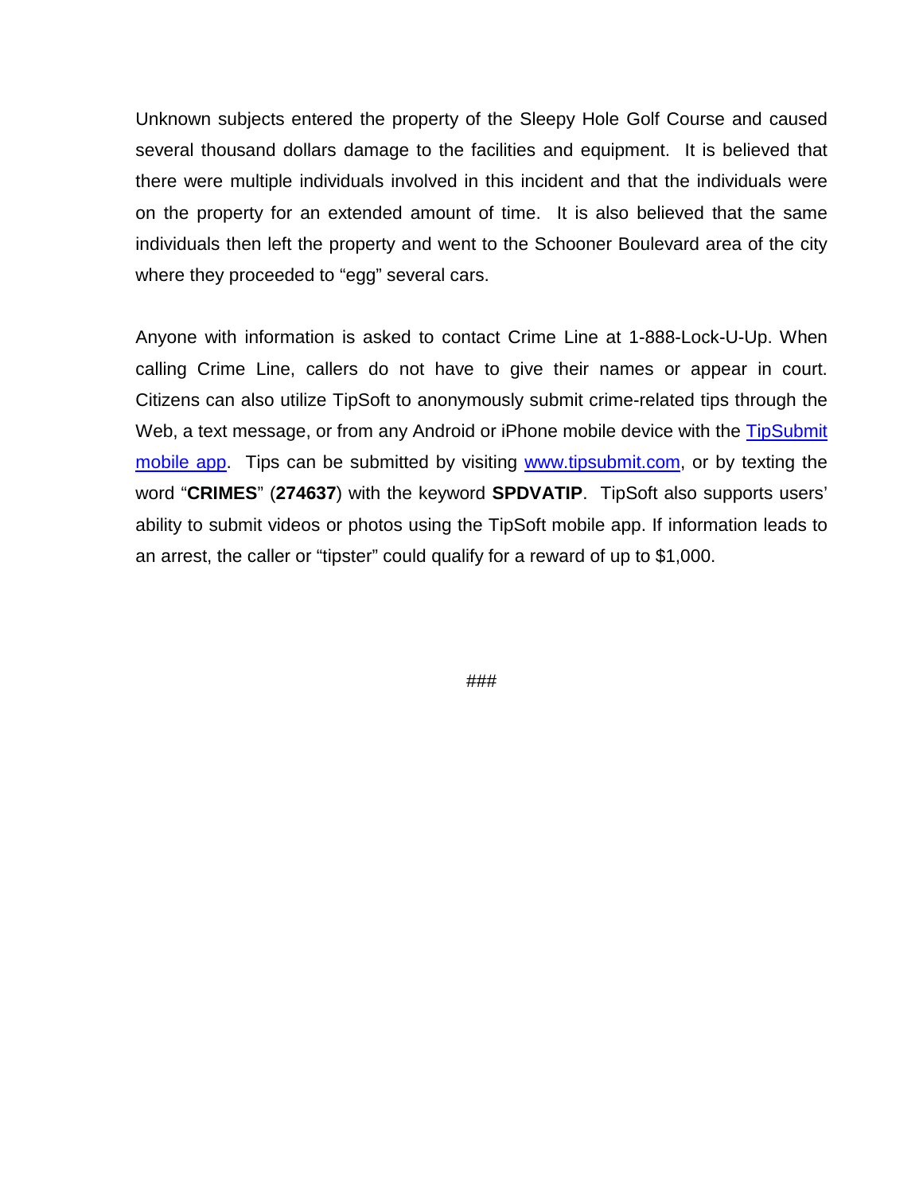Unknown subjects entered the property of the Sleepy Hole Golf Course and caused several thousand dollars damage to the facilities and equipment. It is believed that there were multiple individuals involved in this incident and that the individuals were on the property for an extended amount of time. It is also believed that the same individuals then left the property and went to the Schooner Boulevard area of the city where they proceeded to "egg" several cars.

Anyone with information is asked to contact Crime Line at 1-888-Lock-U-Up. When calling Crime Line, callers do not have to give their names or appear in court. Citizens can also utilize TipSoft to anonymously submit crime-related tips through the Web, a text message, or from any Android or iPhone mobile device with the TipSubmit mobile app. Tips can be submitted by visiting www.tipsubmit.com, or by texting the word "**CRIMES**" (**274637**) with the keyword **SPDVATIP**. TipSoft also supports users' ability to submit videos or photos using the TipSoft mobile app. If information leads to an arrest, the caller or "tipster" could qualify for a reward of up to $1,000.

###